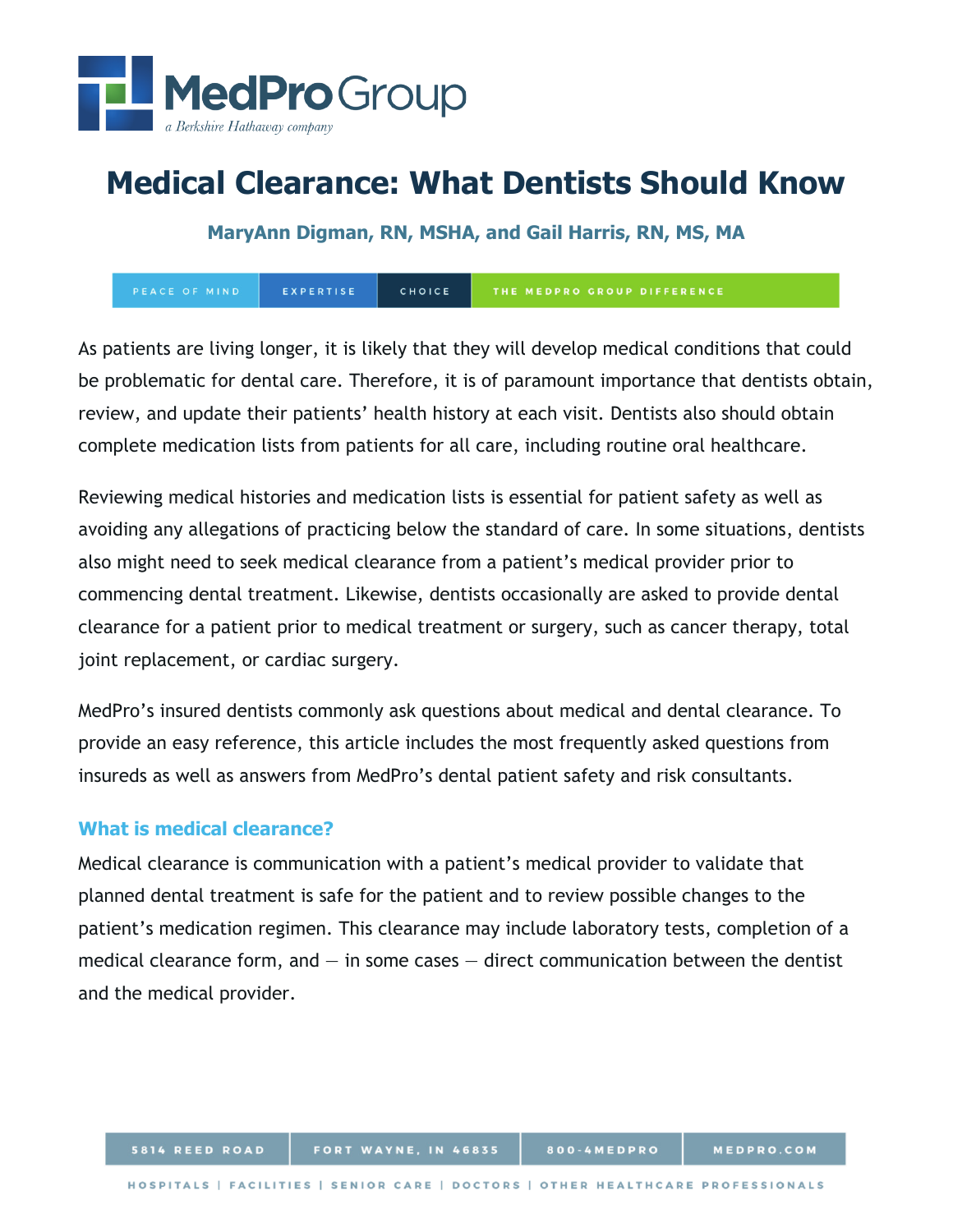# Medical Clearance: What Dentists Should Know

**MaryAnn Digman, RN, MSHA, and Gail Harris, RN, MS, MA**

As patients are living longer, it is likely that they will develop medical conditions that could be problematic for dental care. Therefore, it is of paramount importance that dentists obtain, review, and update their patients' health history at each visit. Dentists also should obtain complete medication lists from patients for all care, including routine oral healthcare.

Reviewing medical histories and medication lists is essential for patient safety as well as avoiding any allegations of practicing below the standard of care. In some situations, dentists also might need to seek medical clearance from a patient's medical provider prior to commencing dental treatment. Likewise, dentists occasionally are asked to provide dental clearance for a patient prior to medical treatment or surgery, such as cancer therapy, total joint replacement, or cardiac surgery.

MedPro's insured dentists commonly ask questions about medical and dental clearance. To provide an easy reference, this article includes the most frequently asked questions from insureds as well as answers from MedPro's dental patient safety and risk consultants.

## What is medical clearance?

Medical clearance is communication with a patient's medical provider to validate that planned dental treatment is safe for the patient and to review possible changes to the patient's medication regimen. This clearance may include laboratory tests, completion of a medical clearance form, and — in some cases — direct communication between the dentist and the medical provider.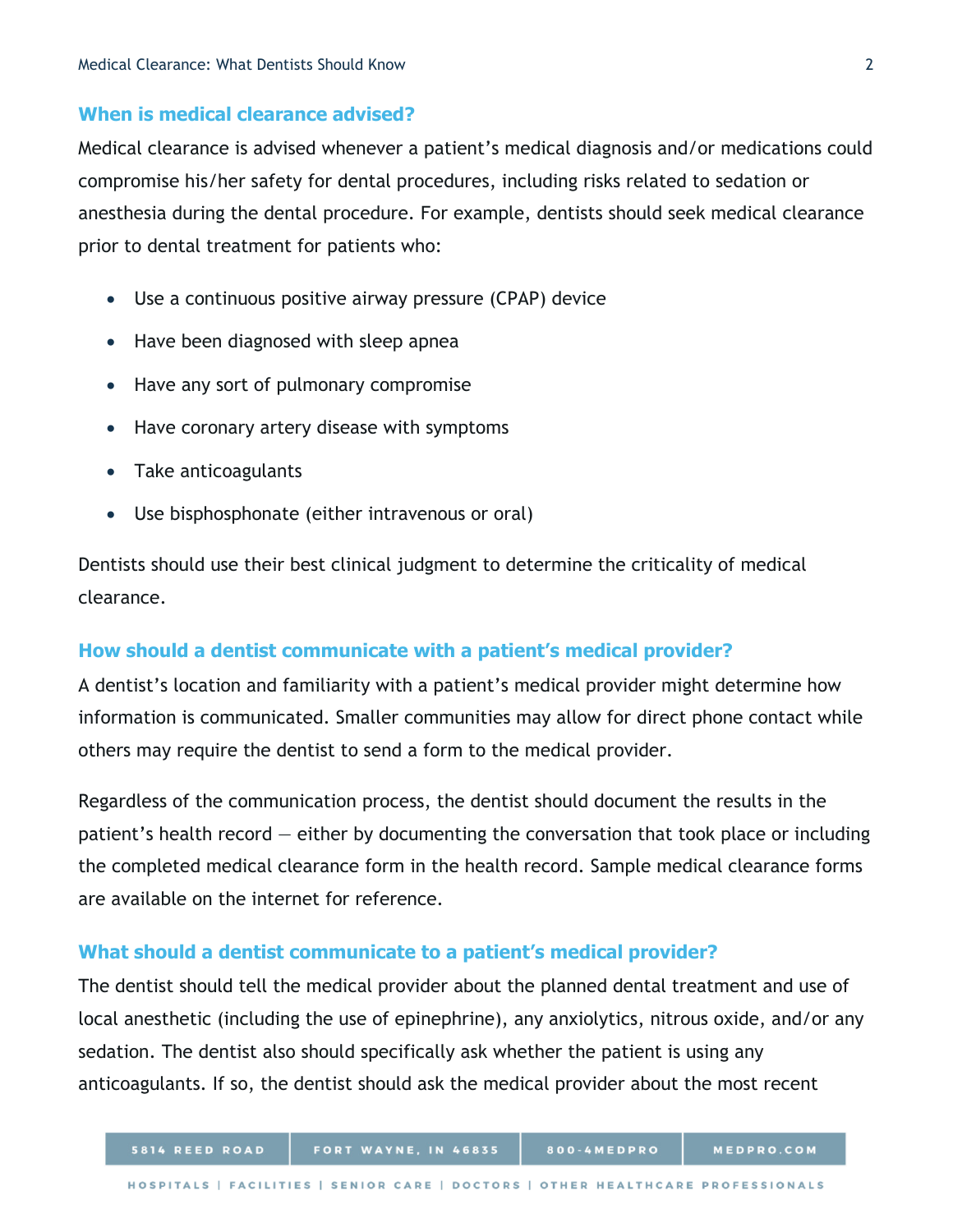## When is medical clearance advised?

Medical clearance is advised whenever a patient's medical diagnosis and/or medications could compromise his/her safety for dental procedures, including risks related to sedation or anesthesia during the dental procedure. For example, dentists should seek medical clearance prior to dental treatment for patients who:

- Use a continuous positive airway pressure (CPAP) device
- Have been diagnosed with sleep apnea
- Have any sort of pulmonary compromise
- Have coronary artery disease with symptoms
- Take anticoagulants
- Use bisphosphonate (either intravenous or oral)

Dentists should use their best clinical judgment to determine the criticality of medical clearance.

## How should a dentist communicate with a patient's medical provider?

A dentist's location and familiarity with a patient's medical provider might determine how information is communicated. Smaller communities may allow for direct phone contact while others may require the dentist to send a form to the medical provider.

Regardless of the communication process, the dentist should document the results in the patient's health record — either by documenting the conversation that took place or including the completed medical clearance form in the health record. Sample medical clearance forms are available on the internet for reference.

## What should a dentist communicate to a patient's medical provider?

The dentist should tell the medical provider about the planned dental treatment and use of local anesthetic (including the use of epinephrine), any anxiolytics, nitrous oxide, and/or any sedation. The dentist also should specifically ask whether the patient is using any anticoagulants. If so, the dentist should ask the medical provider about the most recent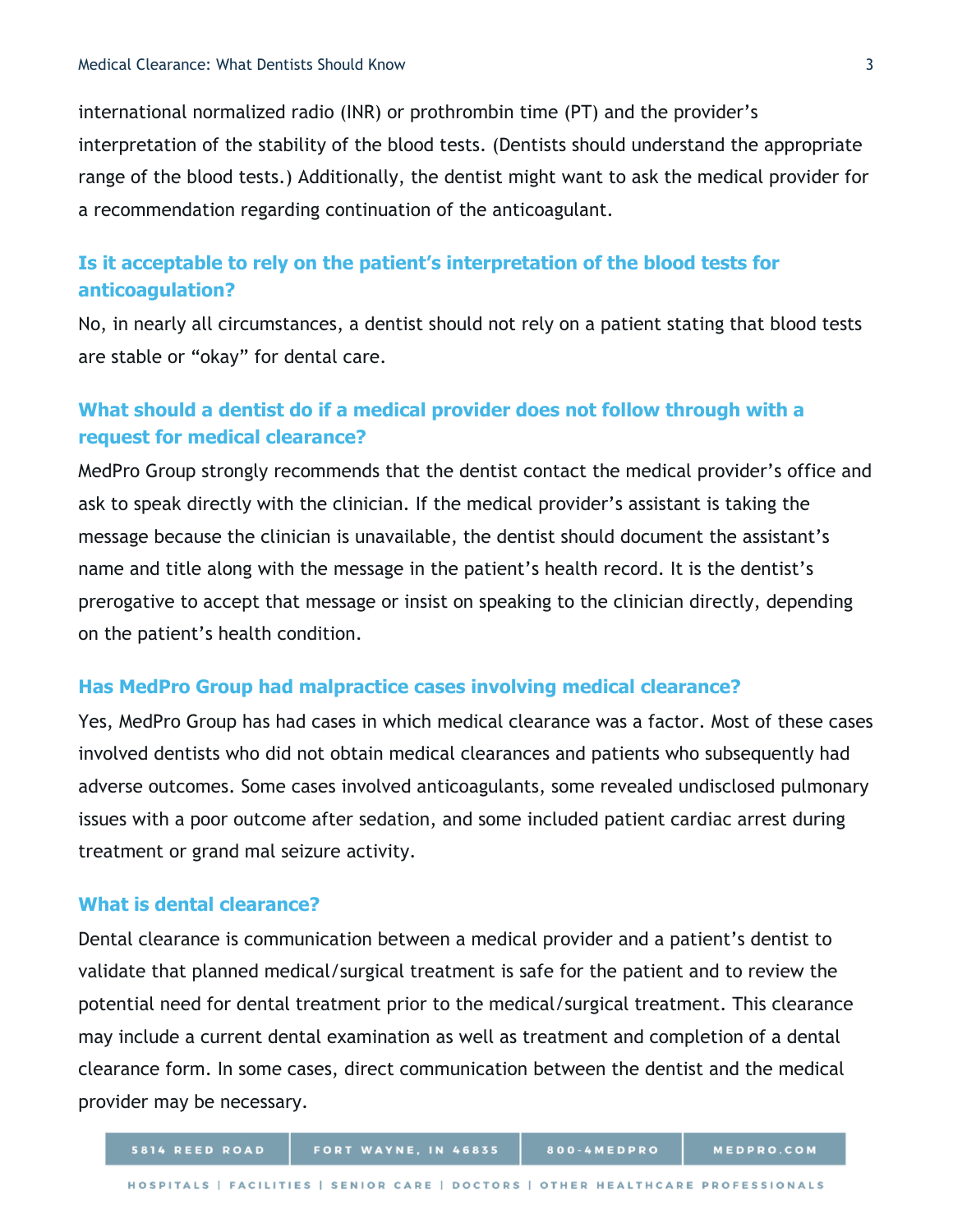international normalized radio (INR) or prothrombin time (PT) and the provider's interpretation of the stability of the blood tests. (Dentists should understand the appropriate range of the blood tests.) Additionally, the dentist might want to ask the medical provider for a recommendation regarding continuation of the anticoagulant.

### Is it acceptable to rely on the patient's interpretation of the blood tests for anticoagulation?

No, in nearly all circumstances, a dentist should not rely on a patient stating that blood tests are stable or "okay" for dental care.

### What should a dentist do if a medical provider does not follow through with a request for medical clearance?

MedPro Group strongly recommends that the dentist contact the medical provider's office and ask to speak directly with the clinician. If the medical provider's assistant is taking the message because the clinician is unavailable, the dentist should document the assistant's name and title along with the message in the patient's health record. It is the dentist's prerogative to accept that message or insist on speaking to the clinician directly, depending on the patient's health condition.

### Has MedPro Group had malpractice cases involving medical clearance?

Yes, MedPro Group has had cases in which medical clearance was a factor. Most of these cases involved dentists who did not obtain medical clearances and patients who subsequently had adverse outcomes. Some cases involved anticoagulants, some revealed undisclosed pulmonary issues with a poor outcome after sedation, and some included patient cardiac arrest during treatment or grand mal seizure activity.

### What is dental clearance?

Dental clearance is communication between a medical provider and a patient's dentist to validate that planned medical/surgical treatment is safe for the patient and to review the potential need for dental treatment prior to the medical/surgical treatment. This clearance may include a current dental examination as well as treatment and completion of a dental clearance form. In some cases, direct communication between the dentist and the medical provider may be necessary.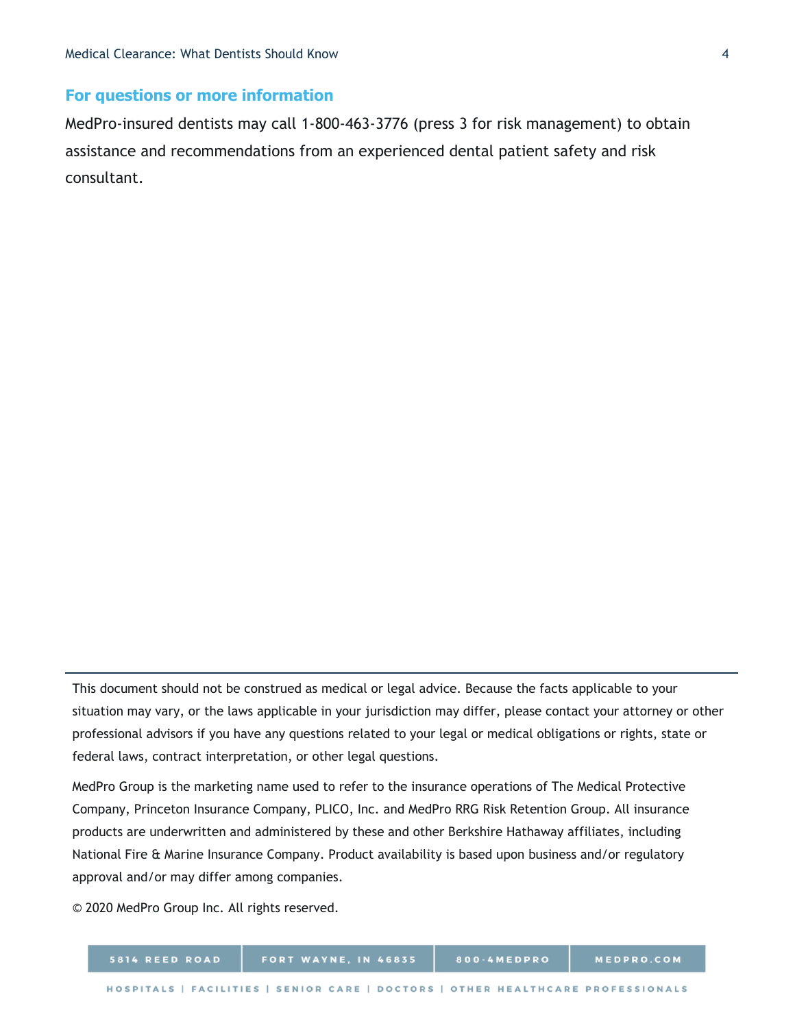## For questions or more information

MedPro-insured dentists may call 1-800-463-3776 (press 3 for risk management) to obtain assistance and recommendations from an experienced dental patient safety and risk consultant.

---

This document should not be construed as medical or legal advice. Because the facts applicable to your situation may vary, or the laws applicable in your jurisdiction may differ, please contact your attorney or other professional advisors if you have any questions related to your legal or medical obligations or rights, state or federal laws, contract interpretation, or other legal questions.

MedPro Group is the marketing name used to refer to the insurance operations of The Medical Protective Company, Princeton Insurance Company, PLICO, Inc. and MedPro RRG Risk Retention Group. All insurance products are underwritten and administered by these and other Berkshire Hathaway affiliates, including National Fire & Marine Insurance Company. Product availability is based upon business and/or regulatory approval and/or may differ among companies.

© 2020 MedPro Group Inc. All rights reserved.

5814 REED ROAD | FORT WAYNE, IN 46835 | 800-4MEDPRO | MEDPRO.COM

HOSPITALS | FACILITIES | SENIOR CARE | DOCTORS | OTHER HEALTHCARE PROFESSIONALS